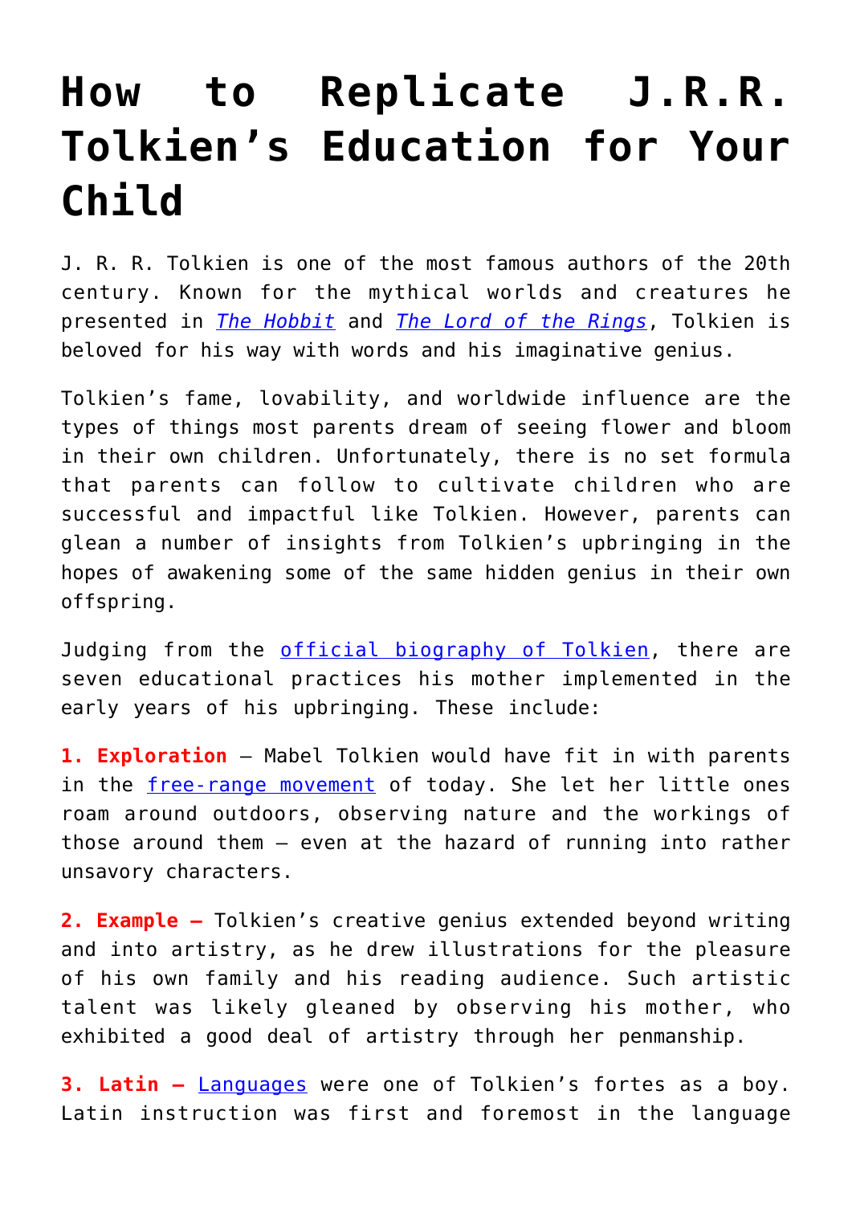# How to Replicate J.R.R. Tolkien's Education for Your Child

J. R. R. Tolkien is one of the most famous authors of the 20th century. Known for the mythical worlds and creatures he presented in *The Hobbit* and *The Lord of the Rings*, Tolkien is beloved for his way with words and his imaginative genius.

Tolkien's fame, lovability, and worldwide influence are the types of things most parents dream of seeing flower and bloom in their own children. Unfortunately, there is no set formula that parents can follow to cultivate children who are successful and impactful like Tolkien. However, parents can glean a number of insights from Tolkien's upbringing in the hopes of awakening some of the same hidden genius in their own offspring.

Judging from the official biography of Tolkien, there are seven educational practices his mother implemented in the early years of his upbringing. These include:

**1. Exploration** – Mabel Tolkien would have fit in with parents in the free-range movement of today. She let her little ones roam around outdoors, observing nature and the workings of those around them – even at the hazard of running into rather unsavory characters.

**2. Example –** Tolkien's creative genius extended beyond writing and into artistry, as he drew illustrations for the pleasure of his own family and his reading audience. Such artistic talent was likely gleaned by observing his mother, who exhibited a good deal of artistry through her penmanship.

**3. Latin –** Languages were one of Tolkien's fortes as a boy. Latin instruction was first and foremost in the language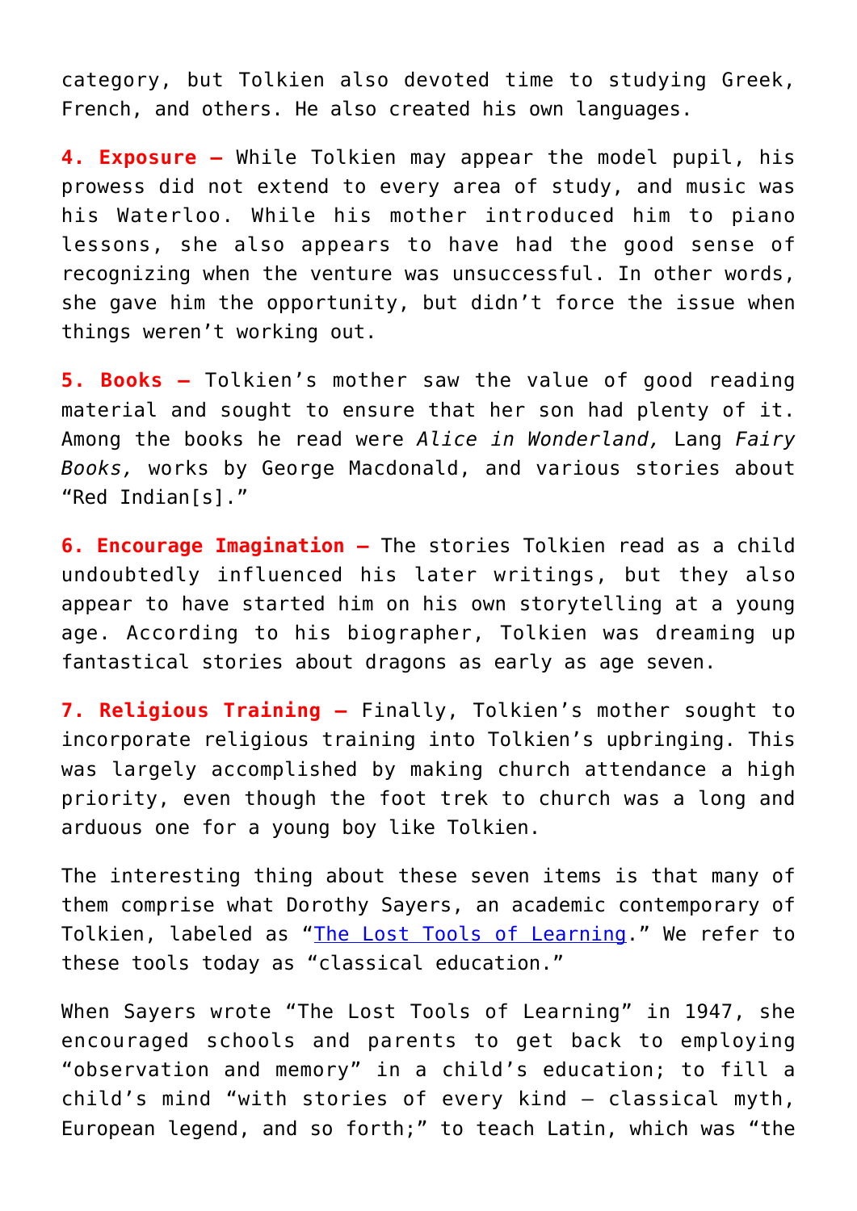category, but Tolkien also devoted time to studying Greek, French, and others. He also created his own languages.

**4. Exposure –** While Tolkien may appear the model pupil, his prowess did not extend to every area of study, and music was his Waterloo. While his mother introduced him to piano lessons, she also appears to have had the good sense of recognizing when the venture was unsuccessful. In other words, she gave him the opportunity, but didn't force the issue when things weren't working out.

**5. Books –** Tolkien's mother saw the value of good reading material and sought to ensure that her son had plenty of it. Among the books he read were *Alice in Wonderland,* Lang *Fairy Books,* works by George Macdonald, and various stories about "Red Indian[s]."

**6. Encourage Imagination –** The stories Tolkien read as a child undoubtedly influenced his later writings, but they also appear to have started him on his own storytelling at a young age. According to his biographer, Tolkien was dreaming up fantastical stories about dragons as early as age seven.

**7. Religious Training –** Finally, Tolkien's mother sought to incorporate religious training into Tolkien's upbringing. This was largely accomplished by making church attendance a high priority, even though the foot trek to church was a long and arduous one for a young boy like Tolkien.

The interesting thing about these seven items is that many of them comprise what Dorothy Sayers, an academic contemporary of Tolkien, labeled as "The Lost Tools of Learning." We refer to these tools today as "classical education."

When Sayers wrote "The Lost Tools of Learning" in 1947, she encouraged schools and parents to get back to employing "observation and memory" in a child's education; to fill a child's mind "with stories of every kind – classical myth, European legend, and so forth;" to teach Latin, which was "the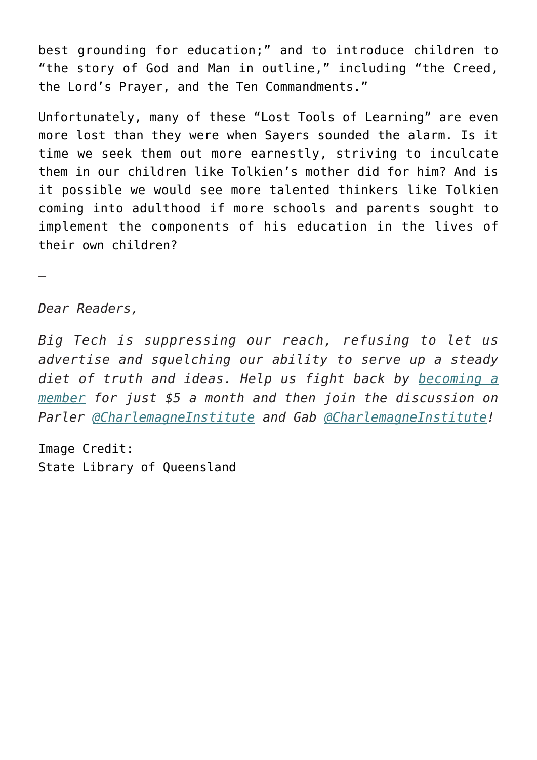best grounding for education;" and to introduce children to "the story of God and Man in outline," including "the Creed, the Lord's Prayer, and the Ten Commandments."

Unfortunately, many of these "Lost Tools of Learning" are even more lost than they were when Sayers sounded the alarm. Is it time we seek them out more earnestly, striving to inculcate them in our children like Tolkien's mother did for him? And is it possible we would see more talented thinkers like Tolkien coming into adulthood if more schools and parents sought to implement the components of his education in the lives of their own children?

—

*Dear Readers,*

*Big Tech is suppressing our reach, refusing to let us advertise and squelching our ability to serve up a steady diet of truth and ideas. Help us fight back by becoming a member for just $5 a month and then join the discussion on Parler @CharlemagneInstitute and Gab @CharlemagneInstitute!*

Image Credit:
State Library of Queensland